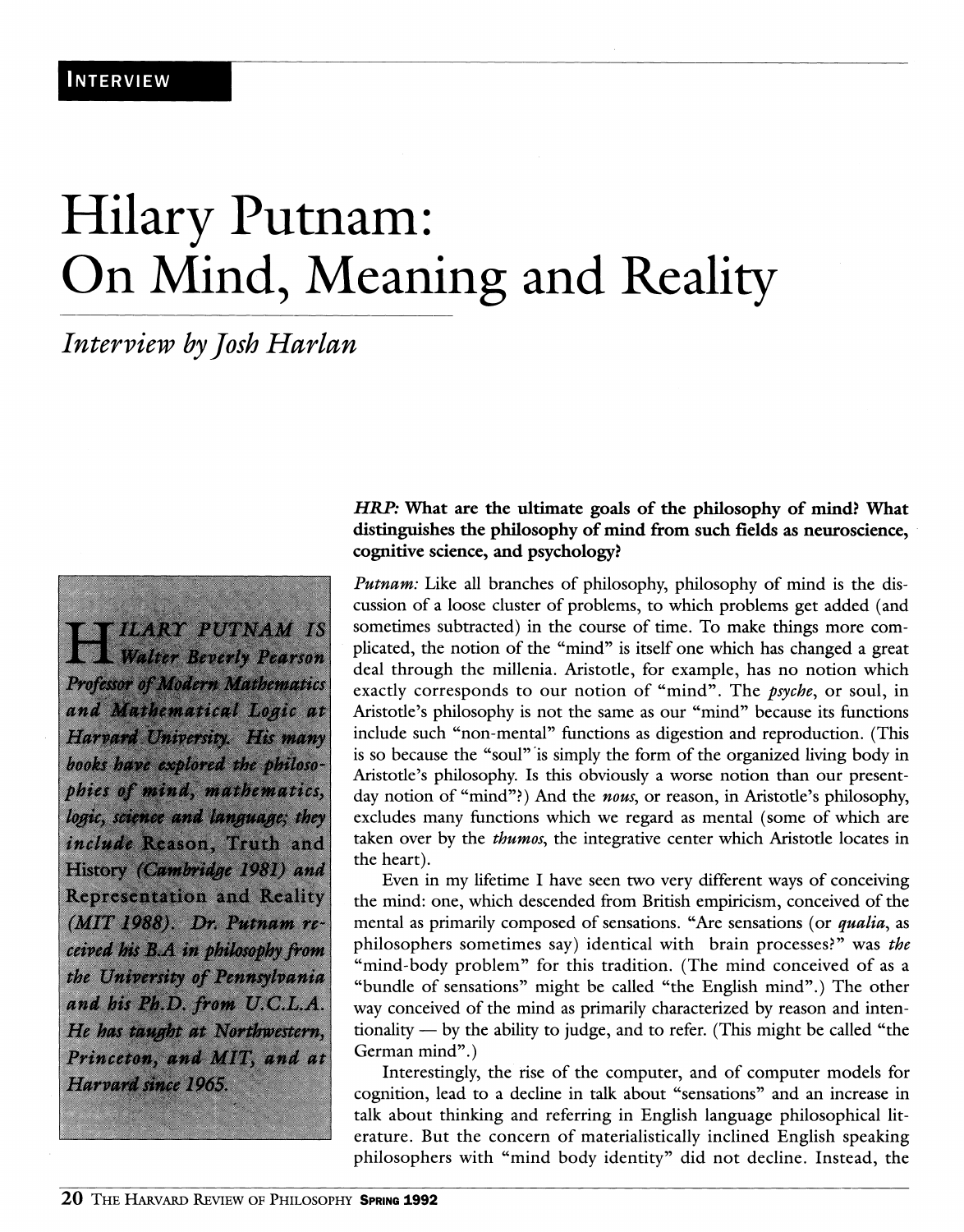INTERVIEW

# Hilary Putnam: On Mind, Meaning and Reality

*Interview by Josh Harlan*

HILARY PUTNAM IS Walter Beverly Pearson Professor of Modern Mathematics and Mathematical Logic at Harvard University. His many books have explored the philosophies of mind, mathematics, logic, science and language; they include Reason, Truth and History (Cambridge 1981) and Representation and Reality (MIT 1988). Dr. Putnam received his B.A in philosophy from the University of Pennsylvania and his Ph.D. from U.C.L.A. He has taught at Northwestern, Princeton, and MIT, and at Harvard since 1965.

***HRP*: What are the ultimate goals of the philosophy of mind? What distinguishes the philosophy of mind from such fields as neuroscience, cognitive science, and psychology?**

*Putnam:* Like all branches of philosophy, philosophy of mind is the discussion of a loose cluster of problems, to which problems get added (and sometimes subtracted) in the course of time. To make things more complicated, the notion of the "mind" is itself one which has changed a great deal through the millenia. Aristotle, for example, has no notion which exactly corresponds to our notion of "mind". The *psyche*, or soul, in Aristotle's philosophy is not the same as our "mind" because its functions include such "non-mental" functions as digestion and reproduction. (This is so because the "soul" is simply the form of the organized living body in Aristotle's philosophy. Is this obviously a worse notion than our present-day notion of "mind"?) And the *nous*, or reason, in Aristotle's philosophy, excludes many functions which we regard as mental (some of which are taken over by the *thumos*, the integrative center which Aristotle locates in the heart).

Even in my lifetime I have seen two very different ways of conceiving the mind: one, which descended from British empiricism, conceived of the mental as primarily composed of sensations. "Are sensations (or *qualia*, as philosophers sometimes say) identical with brain processes?" was *the* "mind-body problem" for this tradition. (The mind conceived of as a "bundle of sensations" might be called "the English mind".) The other way conceived of the mind as primarily characterized by reason and intentionality — by the ability to judge, and to refer. (This might be called "the German mind".)

Interestingly, the rise of the computer, and of computer models for cognition, lead to a decline in talk about "sensations" and an increase in talk about thinking and referring in English language philosophical literature. But the concern of materialistically inclined English speaking philosophers with "mind body identity" did not decline. Instead, the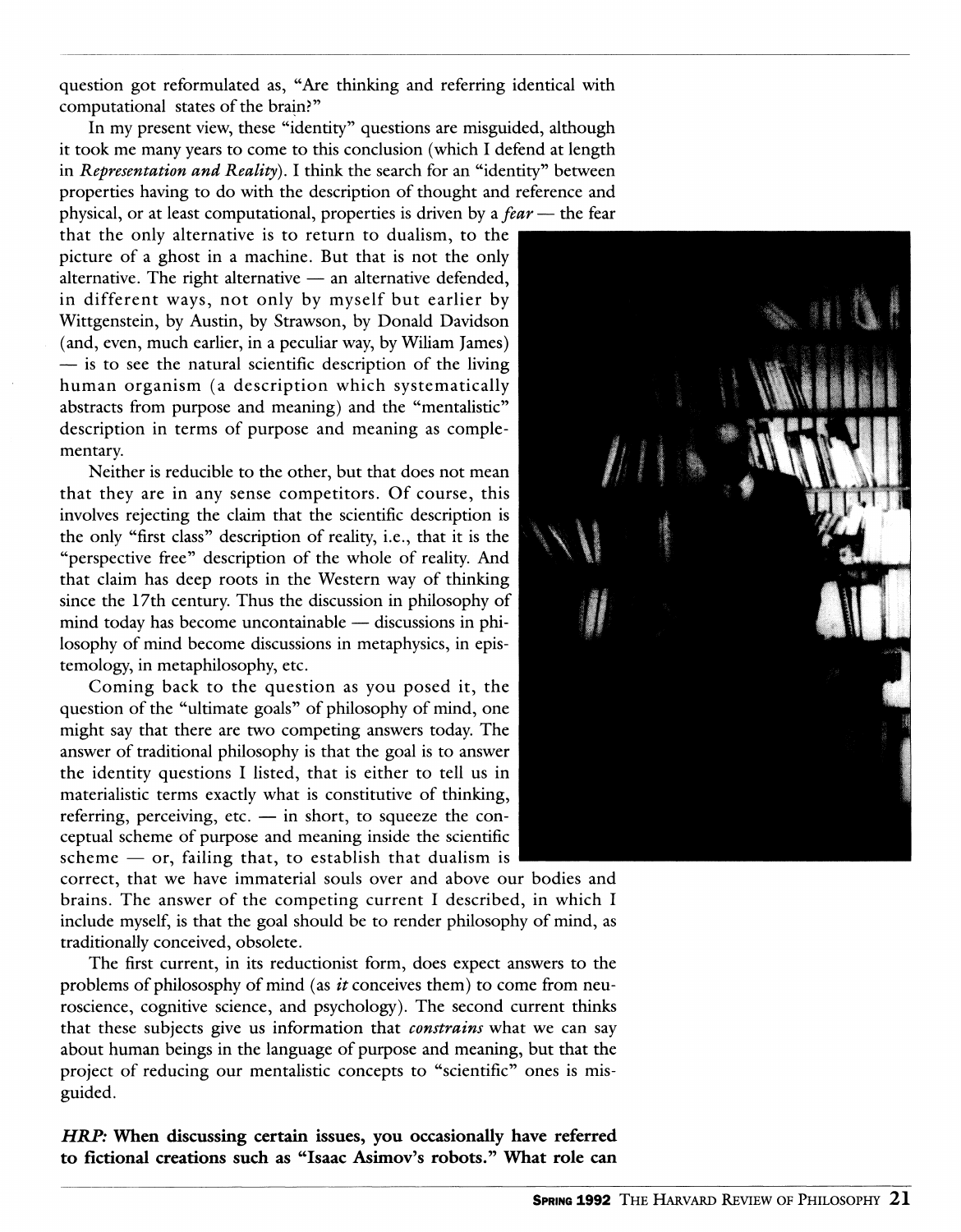question got reformulated as, "Are thinking and referring identical with computational states of the brain?"

In my present view, these "identity" questions are misguided, although it took me many years to come to this conclusion (which I defend at length in *Representation and Reality*). I think the search for an "identity" between properties having to do with the description of thought and reference and physical, or at least computational, properties is driven by a *fear* — the fear that the only alternative is to return to dualism, to the picture of a ghost in a machine. But that is not the only alternative. The right alternative — an alternative defended, in different ways, not only by myself but earlier by Wittgenstein, by Austin, by Strawson, by Donald Davidson (and, even, much earlier, in a peculiar way, by Wiliam James) — is to see the natural scientific description of the living human organism (a description which systematically abstracts from purpose and meaning) and the "mentalistic" description in terms of purpose and meaning as complementary.

Neither is reducible to the other, but that does not mean that they are in any sense competitors. Of course, this involves rejecting the claim that the scientific description is the only "first class" description of reality, i.e., that it is the "perspective free" description of the whole of reality. And that claim has deep roots in the Western way of thinking since the 17th century. Thus the discussion in philosophy of mind today has become uncontainable — discussions in philosophy of mind become discussions in metaphysics, in epistemology, in metaphilosophy, etc.

Coming back to the question as you posed it, the question of the "ultimate goals" of philosophy of mind, one might say that there are two competing answers today. The answer of traditional philosophy is that the goal is to answer the identity questions I listed, that is either to tell us in materialistic terms exactly what is constitutive of thinking, referring, perceiving, etc. — in short, to squeeze the conceptual scheme of purpose and meaning inside the scientific scheme — or, failing that, to establish that dualism is correct, that we have immaterial souls over and above our bodies and brains. The answer of the competing current I described, in which I include myself, is that the goal should be to render philosophy of mind, as traditionally conceived, obsolete.

The first current, in its reductionist form, does expect answers to the problems of philososphy of mind (as *it* conceives them) to come from neuroscience, cognitive science, and psychology). The second current thinks that these subjects give us information that *constrains* what we can say about human beings in the language of purpose and meaning, but that the project of reducing our mentalistic concepts to "scientific" ones is misguided.

***HRP:* When discussing certain issues, you occasionally have referred to fictional creations such as "Isaac Asimov's robots." What role can**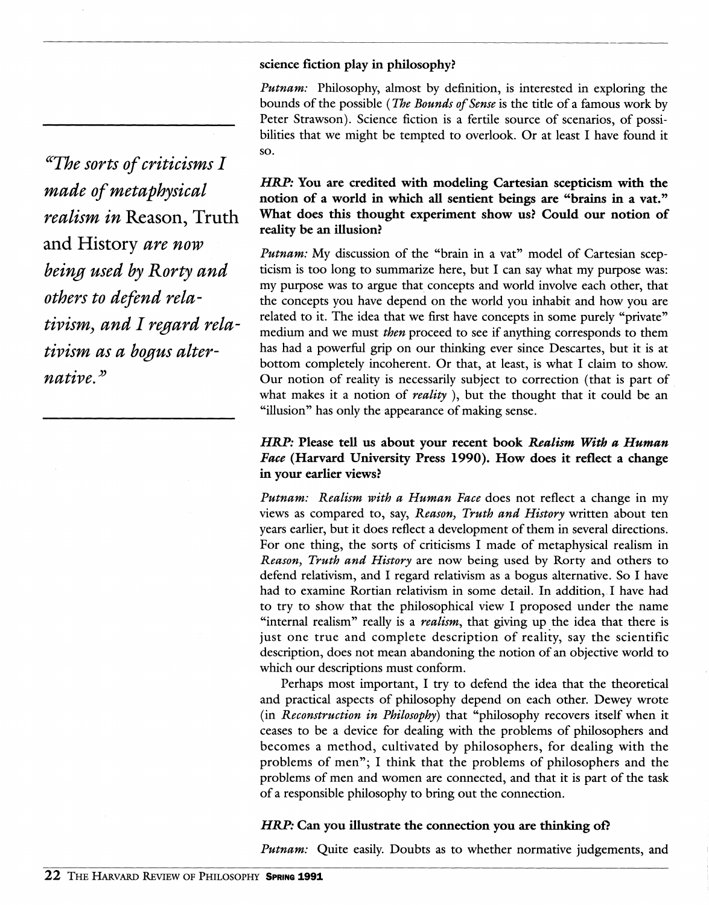science fiction play in philosophy?**

*Putnam:* Philosophy, almost by definition, is interested in exploring the bounds of the possible (*The Bounds of Sense* is the title of a famous work by Peter Strawson). Science fiction is a fertile source of scenarios, of possibilities that we might be tempted to overlook. Or at least I have found it so.

> *"The sorts of criticisms I made of metaphysical realism in* Reason, Truth and History *are now being used by Rorty and others to defend relativism, and I regard relativism as a bogus alternative."*

***HRP:* You are credited with modeling Cartesian scepticism with the notion of a world in which all sentient beings are "brains in a vat." What does this thought experiment show us? Could our notion of reality be an illusion?**

*Putnam:* My discussion of the "brain in a vat" model of Cartesian scepticism is too long to summarize here, but I can say what my purpose was: my purpose was to argue that concepts and world involve each other, that the concepts you have depend on the world you inhabit and how you are related to it. The idea that we first have concepts in some purely "private" medium and we must *then* proceed to see if anything corresponds to them has had a powerful grip on our thinking ever since Descartes, but it is at bottom completely incoherent. Or that, at least, is what I claim to show. Our notion of reality is necessarily subject to correction (that is part of what makes it a notion of *reality* ), but the thought that it could be an "illusion" has only the appearance of making sense.

***HRP:* Please tell us about your recent book *Realism With a Human Face* (Harvard University Press 1990). How does it reflect a change in your earlier views?**

*Putnam:* *Realism with a Human Face* does not reflect a change in my views as compared to, say, *Reason, Truth and History* written about ten years earlier, but it does reflect a development of them in several directions. For one thing, the sorts of criticisms I made of metaphysical realism in *Reason, Truth and History* are now being used by Rorty and others to defend relativism, and I regard relativism as a bogus alternative. So I have had to examine Rortian relativism in some detail. In addition, I have had to try to show that the philosophical view I proposed under the name "internal realism" really is a *realism*, that giving up the idea that there is just one true and complete description of reality, say the scientific description, does not mean abandoning the notion of an objective world to which our descriptions must conform.

Perhaps most important, I try to defend the idea that the theoretical and practical aspects of philosophy depend on each other. Dewey wrote (in *Reconstruction in Philosophy*) that "philosophy recovers itself when it ceases to be a device for dealing with the problems of philosophers and becomes a method, cultivated by philosophers, for dealing with the problems of men"; I think that the problems of philosophers and the problems of men and women are connected, and that it is part of the task of a responsible philosophy to bring out the connection.

***HRP:* Can you illustrate the connection you are thinking of?**

*Putnam:* Quite easily. Doubts as to whether normative judgements, and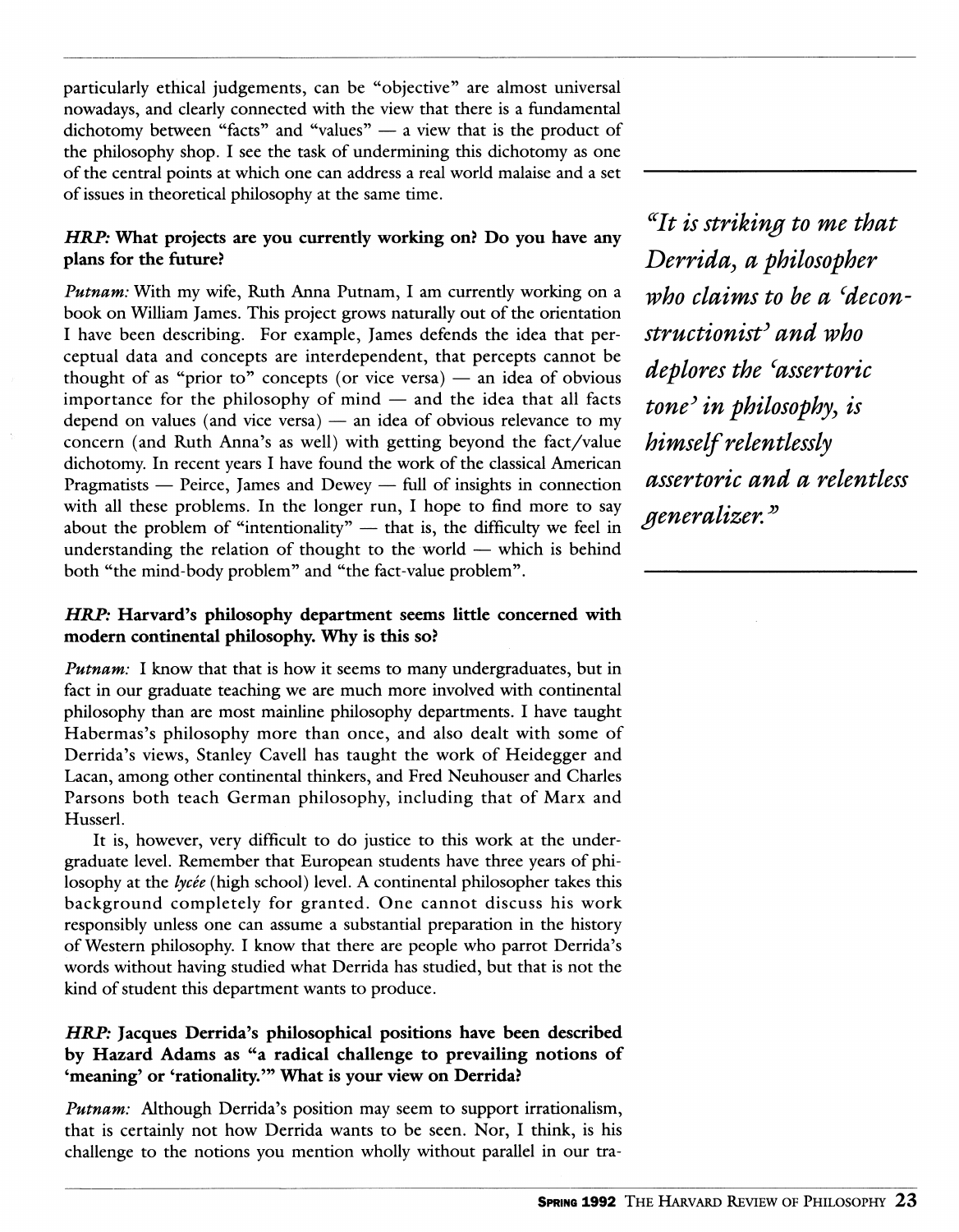particularly ethical judgements, can be "objective" are almost universal nowadays, and clearly connected with the view that there is a fundamental dichotomy between "facts" and "values" — a view that is the product of the philosophy shop. I see the task of undermining this dichotomy as one of the central points at which one can address a real world malaise and a set of issues in theoretical philosophy at the same time.

***HRP:* What projects are you currently working on? Do you have any plans for the future?**

*Putnam:* With my wife, Ruth Anna Putnam, I am currently working on a book on William James. This project grows naturally out of the orientation I have been describing. For example, James defends the idea that perceptual data and concepts are interdependent, that percepts cannot be thought of as "prior to" concepts (or vice versa) — an idea of obvious importance for the philosophy of mind — and the idea that all facts depend on values (and vice versa) — an idea of obvious relevance to my concern (and Ruth Anna's as well) with getting beyond the fact/value dichotomy. In recent years I have found the work of the classical American Pragmatists — Peirce, James and Dewey — full of insights in connection with all these problems. In the longer run, I hope to find more to say about the problem of "intentionality" — that is, the difficulty we feel in understanding the relation of thought to the world — which is behind both "the mind-body problem" and "the fact-value problem".

> *"It is striking to me that Derrida, a philosopher who claims to be a 'deconstructionist' and who deplores the 'assertoric tone' in philosophy, is himself relentlessly assertoric and a relentless generalizer."*

***HRP:* Harvard's philosophy department seems little concerned with modern continental philosophy. Why is this so?**

*Putnam:* I know that that is how it seems to many undergraduates, but in fact in our graduate teaching we are much more involved with continental philosophy than are most mainline philosophy departments. I have taught Habermas's philosophy more than once, and also dealt with some of Derrida's views, Stanley Cavell has taught the work of Heidegger and Lacan, among other continental thinkers, and Fred Neuhouser and Charles Parsons both teach German philosophy, including that of Marx and Husserl.

It is, however, very difficult to do justice to this work at the undergraduate level. Remember that European students have three years of philosophy at the *lycée* (high school) level. A continental philosopher takes this background completely for granted. One cannot discuss his work responsibly unless one can assume a substantial preparation in the history of Western philosophy. I know that there are people who parrot Derrida's words without having studied what Derrida has studied, but that is not the kind of student this department wants to produce.

***HRP:* Jacques Derrida's philosophical positions have been described by Hazard Adams as "a radical challenge to prevailing notions of 'meaning' or 'rationality.'" What is your view on Derrida?**

*Putnam:* Although Derrida's position may seem to support irrationalism, that is certainly not how Derrida wants to be seen. Nor, I think, is his challenge to the notions you mention wholly without parallel in our tra-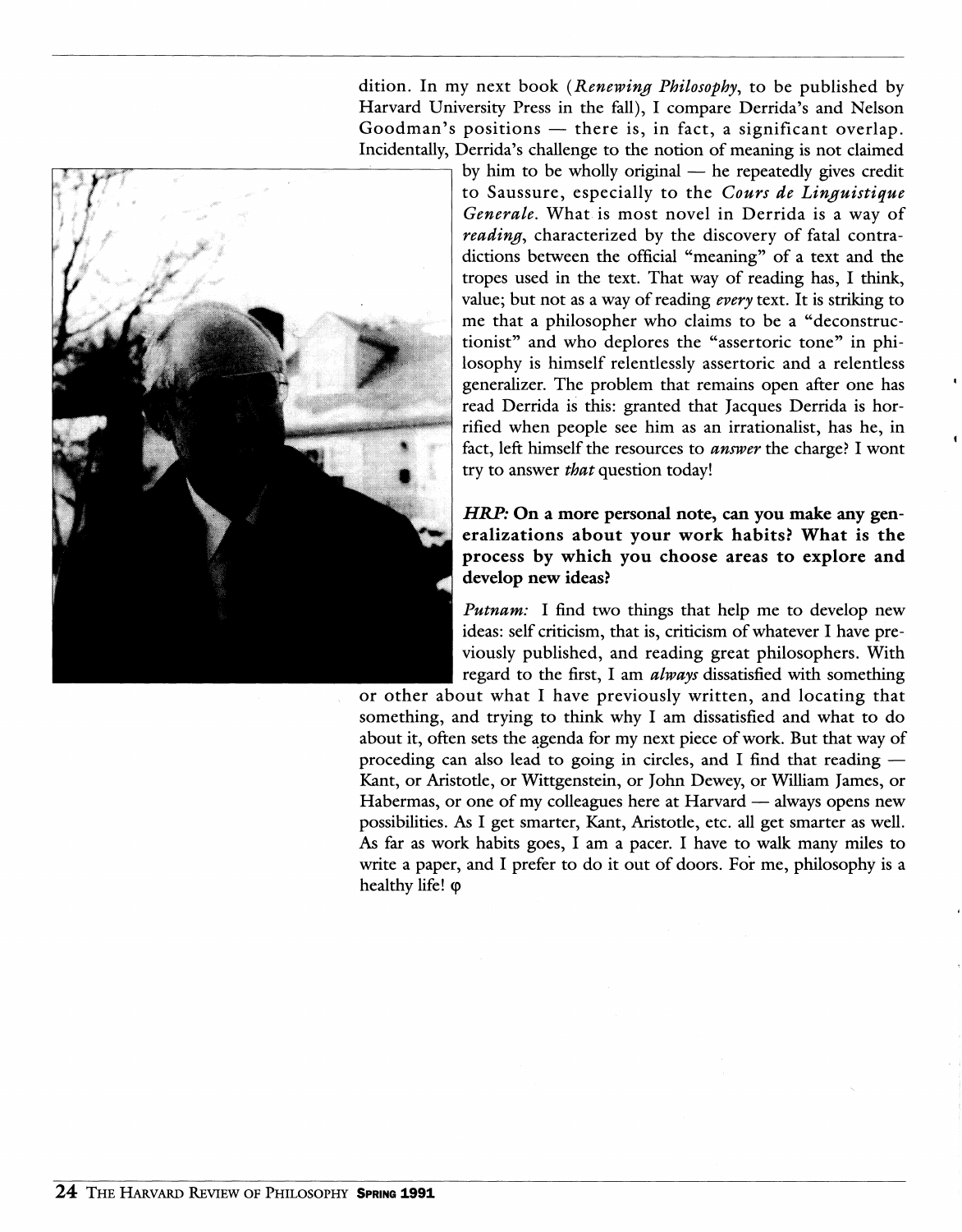dition. In my next book (*Renewing Philosophy*, to be published by Harvard University Press in the fall), I compare Derrida's and Nelson Goodman's positions — there is, in fact, a significant overlap. Incidentally, Derrida's challenge to the notion of meaning is not claimed by him to be wholly original — he repeatedly gives credit to Saussure, especially to the *Cours de Linguistique Generale*. What is most novel in Derrida is a way of *reading*, characterized by the discovery of fatal contradictions between the official "meaning" of a text and the tropes used in the text. That way of reading has, I think, value; but not as a way of reading *every* text. It is striking to me that a philosopher who claims to be a "deconstructionist" and who deplores the "assertoric tone" in philosophy is himself relentlessly assertoric and a relentless generalizer. The problem that remains open after one has read Derrida is this: granted that Jacques Derrida is horrified when people see him as an irrationalist, has he, in fact, left himself the resources to *answer* the charge? I wont try to answer *that* question today!

***HRP:* On a more personal note, can you make any generalizations about your work habits? What is the process by which you choose areas to explore and develop new ideas?**

*Putnam:* I find two things that help me to develop new ideas: self criticism, that is, criticism of whatever I have previously published, and reading great philosophers. With regard to the first, I am *always* dissatisfied with something or other about what I have previously written, and locating that something, and trying to think why I am dissatisfied and what to do about it, often sets the agenda for my next piece of work. But that way of proceding can also lead to going in circles, and I find that reading — Kant, or Aristotle, or Wittgenstein, or John Dewey, or William James, or Habermas, or one of my colleagues here at Harvard — always opens new possibilities. As I get smarter, Kant, Aristotle, etc. all get smarter as well. As far as work habits goes, I am a pacer. I have to walk many miles to write a paper, and I prefer to do it out of doors. For me, philosophy is a healthy life! φ